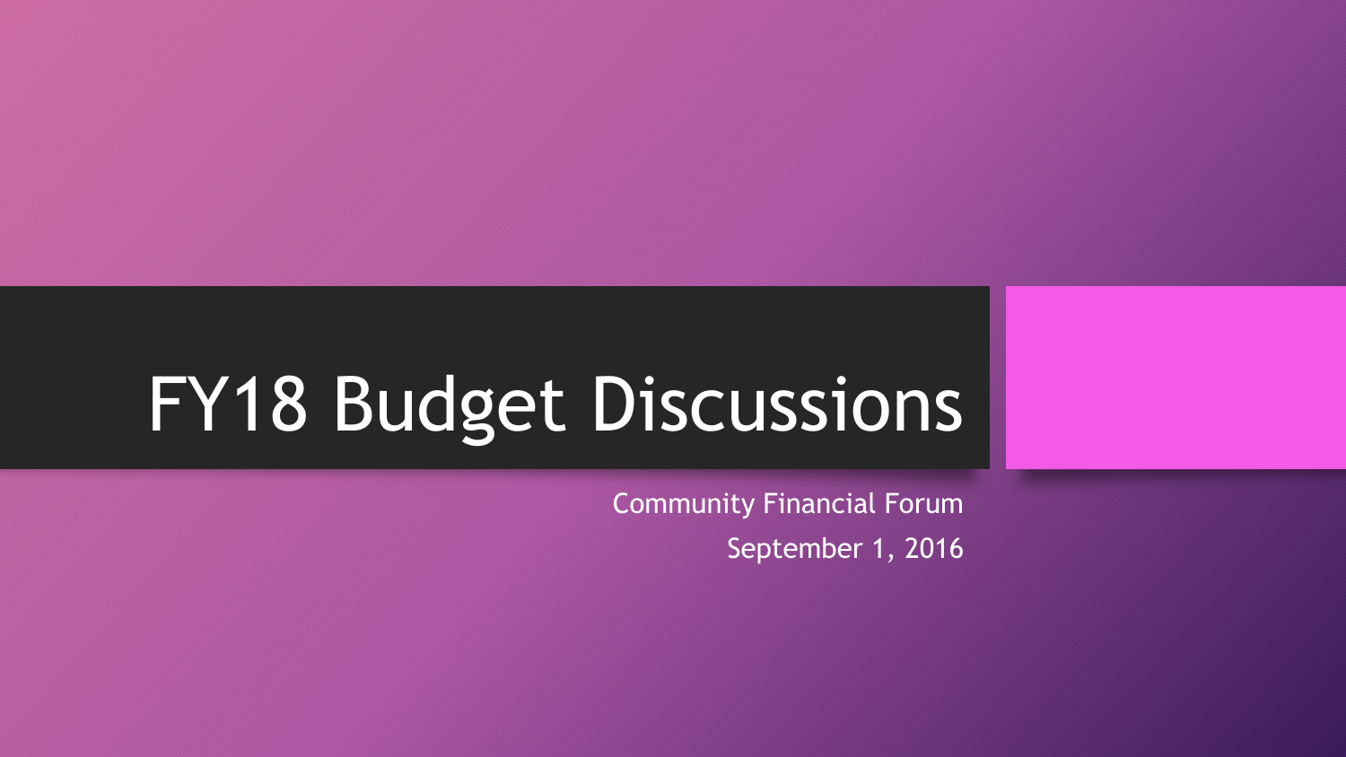# FY18 Budget Discussions

Community Financial Forum

September 1, 2016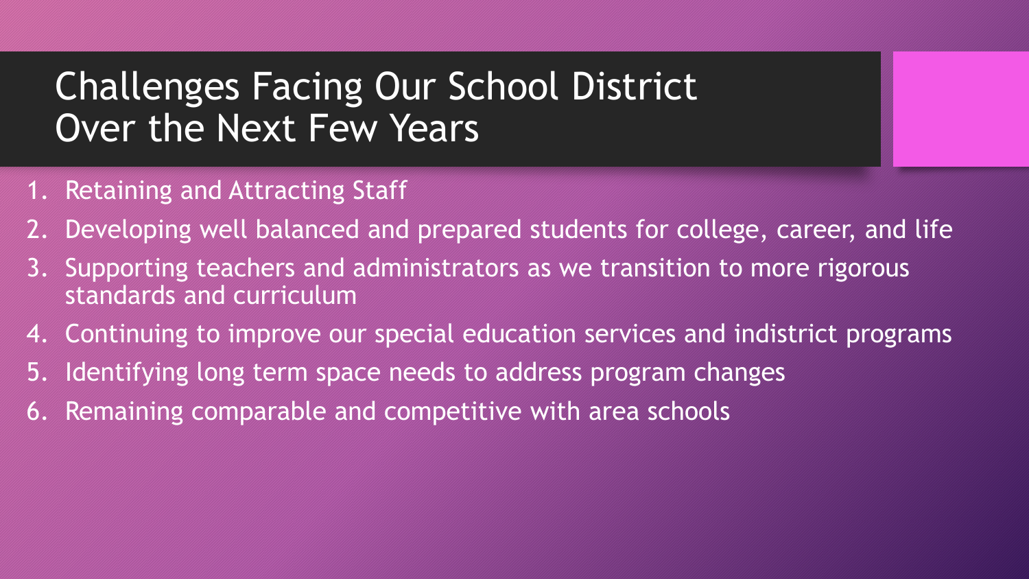# Challenges Facing Our School District Over the Next Few Years

1. Retaining and Attracting Staff
2. Developing well balanced and prepared students for college, career, and life
3. Supporting teachers and administrators as we transition to more rigorous standards and curriculum
4. Continuing to improve our special education services and indistrict programs
5. Identifying long term space needs to address program changes
6. Remaining comparable and competitive with area schools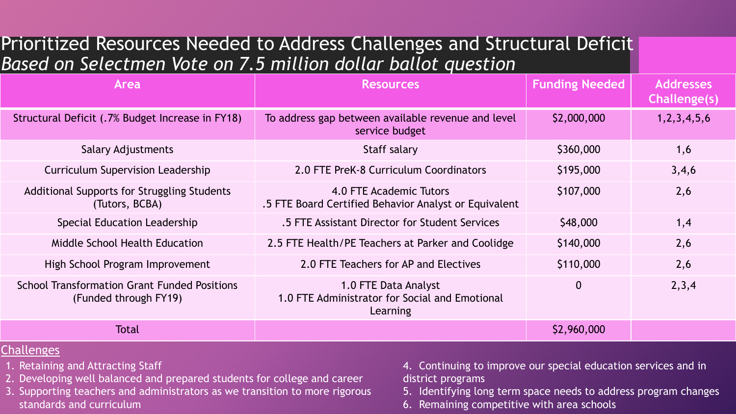# Prioritized Resources Needed to Address Challenges and Structural Deficit

*Based on Selectmen Vote on 7.5 million dollar ballot question*

| Area | Resources | Funding Needed | Addresses Challenge(s) |
|---|---|---|---|
| Structural Deficit (.7% Budget Increase in FY18) | To address gap between available revenue and level service budget | $2,000,000 | 1,2,3,4,5,6 |
| Salary Adjustments | Staff salary | $360,000 | 1,6 |
| Curriculum Supervision Leadership | 2.0 FTE PreK-8 Curriculum Coordinators | $195,000 | 3,4,6 |
| Additional Supports for Struggling Students (Tutors, BCBA) | 4.0 FTE Academic Tutors<br>.5 FTE Board Certified Behavior Analyst or Equivalent | $107,000 | 2,6 |
| Special Education Leadership | .5 FTE Assistant Director for Student Services | $48,000 | 1,4 |
| Middle School Health Education | 2.5 FTE Health/PE Teachers at Parker and Coolidge | $140,000 | 2,6 |
| High School Program Improvement | 2.0 FTE Teachers for AP and Electives | $110,000 | 2,6 |
| School Transformation Grant Funded Positions (Funded through FY19) | 1.0 FTE Data Analyst<br>1.0 FTE Administrator for Social and Emotional Learning | 0 | 2,3,4 |
| Total | | $2,960,000 | |

## Challenges

1. Retaining and Attracting Staff
2. Developing well balanced and prepared students for college and career
3. Supporting teachers and administrators as we transition to more rigorous standards and curriculum
4. Continuing to improve our special education services and in district programs
5. Identifying long term space needs to address program changes
6. Remaining competitive with area schools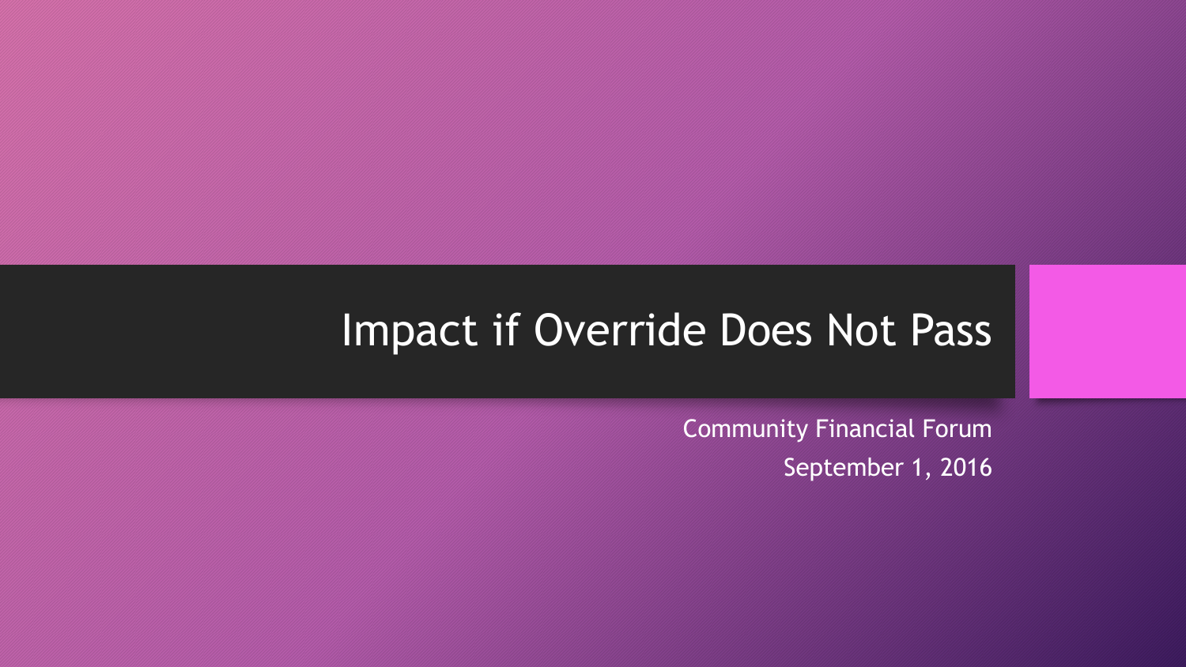# Impact if Override Does Not Pass

Community Financial Forum

September 1, 2016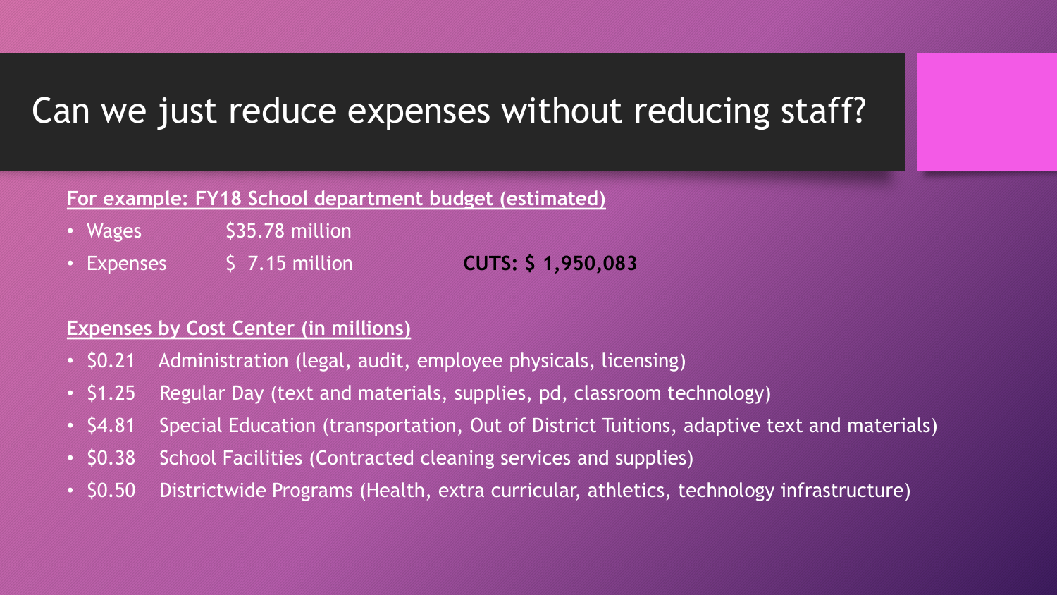# Can we just reduce expenses without reducing staff?

**For example: FY18 School department budget (estimated)**

- Wages $35.78 million
- Expenses $ 7.15 million

**CUTS: $ 1,950,083**

**Expenses by Cost Center (in millions)**

- $0.21 Administration (legal, audit, employee physicals, licensing)
- $1.25 Regular Day (text and materials, supplies, pd, classroom technology)
- $4.81 Special Education (transportation, Out of District Tuitions, adaptive text and materials)
- $0.38 School Facilities (Contracted cleaning services and supplies)
- $0.50 Districtwide Programs (Health, extra curricular, athletics, technology infrastructure)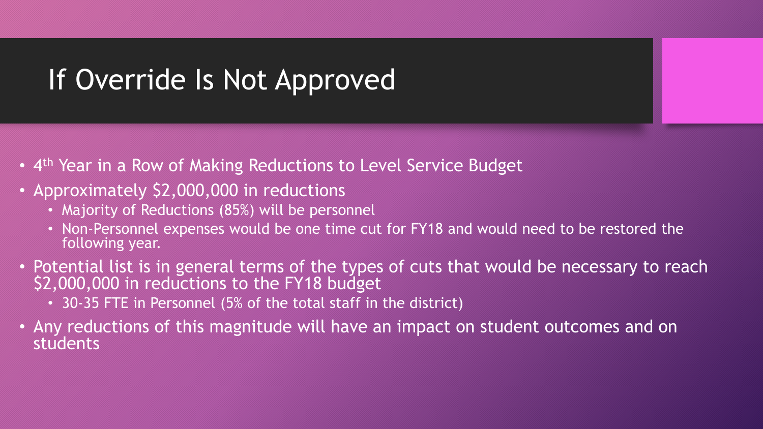# If Override Is Not Approved

- 4th Year in a Row of Making Reductions to Level Service Budget
- Approximately $2,000,000 in reductions
  - Majority of Reductions (85%) will be personnel
  - Non-Personnel expenses would be one time cut for FY18 and would need to be restored the following year.
- Potential list is in general terms of the types of cuts that would be necessary to reach $2,000,000 in reductions to the FY18 budget
  - 30-35 FTE in Personnel (5% of the total staff in the district)
- Any reductions of this magnitude will have an impact on student outcomes and on students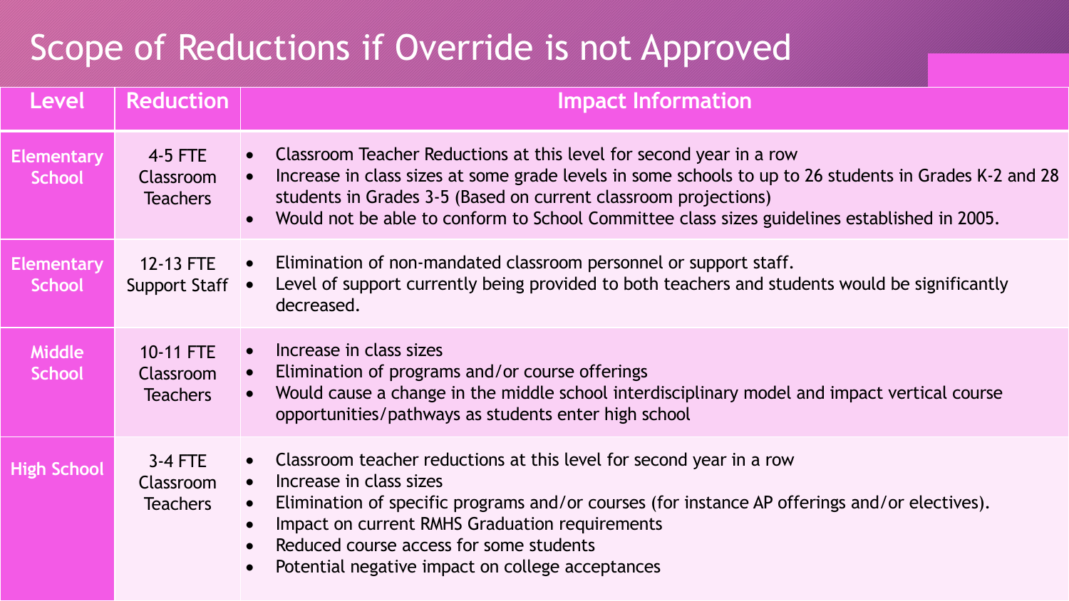# Scope of Reductions if Override is not Approved

| Level | Reduction | Impact Information |
|---|---|---|
| Elementary School | 4-5 FTE Classroom Teachers | • Classroom Teacher Reductions at this level for second year in a row<br>• Increase in class sizes at some grade levels in some schools to up to 26 students in Grades K-2 and 28 students in Grades 3-5 (Based on current classroom projections)<br>• Would not be able to conform to School Committee class sizes guidelines established in 2005. |
| Elementary School | 12-13 FTE Support Staff | • Elimination of non-mandated classroom personnel or support staff.<br>• Level of support currently being provided to both teachers and students would be significantly decreased. |
| Middle School | 10-11 FTE Classroom Teachers | • Increase in class sizes<br>• Elimination of programs and/or course offerings<br>• Would cause a change in the middle school interdisciplinary model and impact vertical course opportunities/pathways as students enter high school |
| High School | 3-4 FTE Classroom Teachers | • Classroom teacher reductions at this level for second year in a row<br>• Increase in class sizes<br>• Elimination of specific programs and/or courses (for instance AP offerings and/or electives).<br>• Impact on current RMHS Graduation requirements<br>• Reduced course access for some students<br>• Potential negative impact on college acceptances |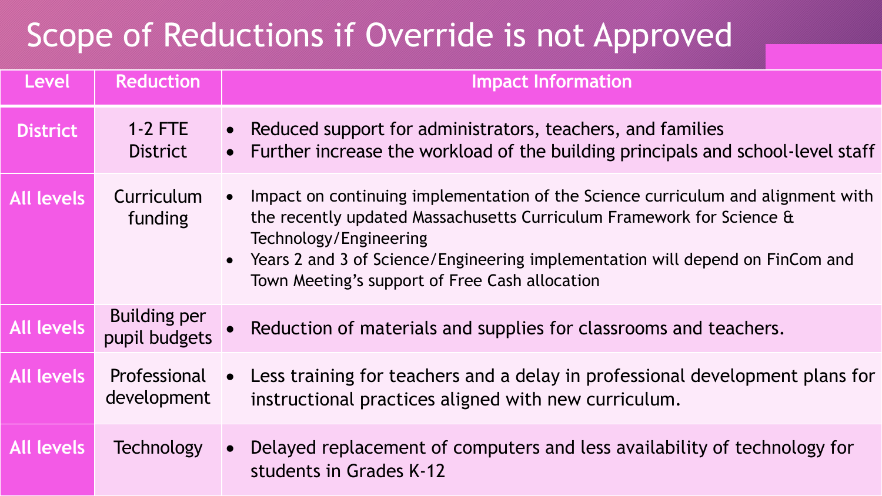# Scope of Reductions if Override is not Approved

| Level | Reduction | Impact Information |
|---|---|---|
| District | 1-2 FTE District | • Reduced support for administrators, teachers, and families<br>• Further increase the workload of the building principals and school-level staff |
| All levels | Curriculum funding | • Impact on continuing implementation of the Science curriculum and alignment with the recently updated Massachusetts Curriculum Framework for Science & Technology/Engineering<br>• Years 2 and 3 of Science/Engineering implementation will depend on FinCom and Town Meeting's support of Free Cash allocation |
| All levels | Building per pupil budgets | • Reduction of materials and supplies for classrooms and teachers. |
| All levels | Professional development | • Less training for teachers and a delay in professional development plans for instructional practices aligned with new curriculum. |
| All levels | Technology | • Delayed replacement of computers and less availability of technology for students in Grades K-12 |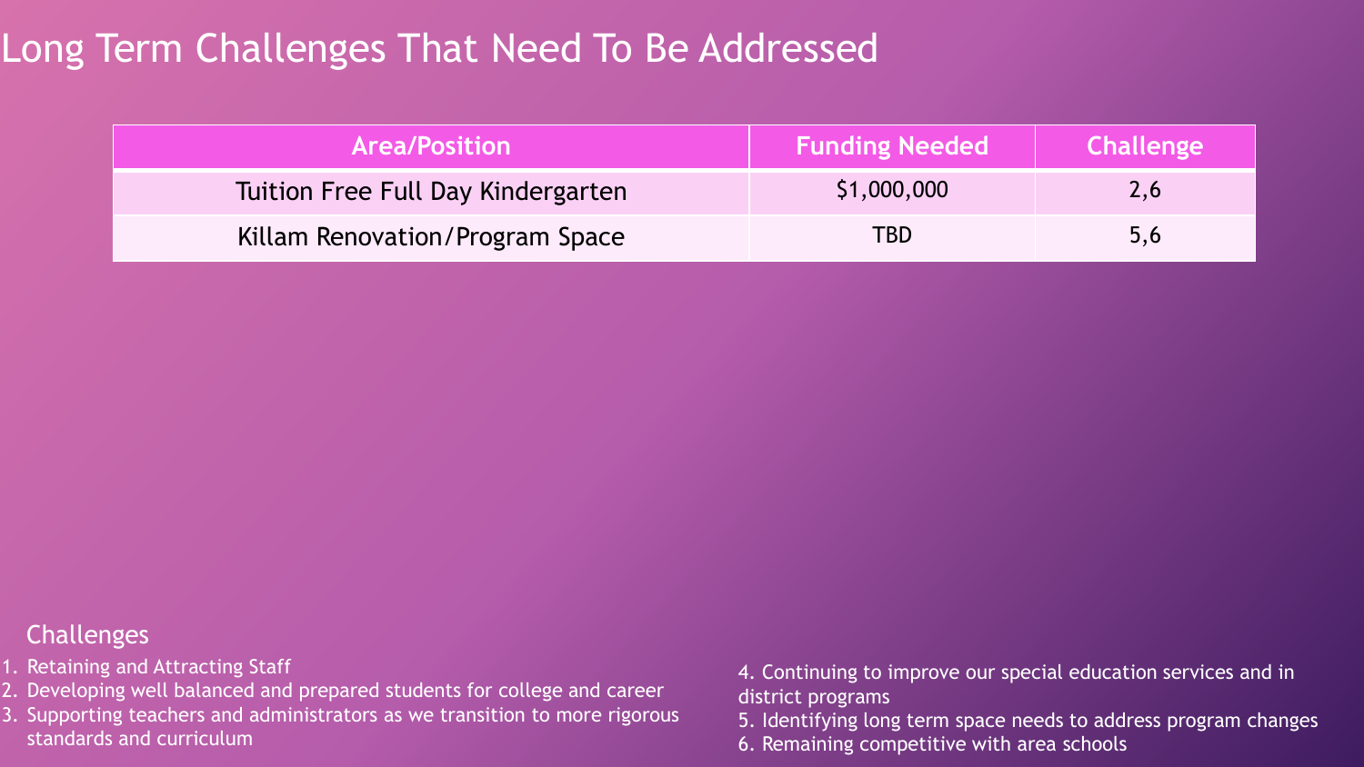# Long Term Challenges That Need To Be Addressed

| Area/Position | Funding Needed | Challenge |
|---|---|---|
| Tuition Free Full Day Kindergarten | $1,000,000 | 2,6 |
| Killam Renovation/Program Space | TBD | 5,6 |

## Challenges

1. Retaining and Attracting Staff
2. Developing well balanced and prepared students for college and career
3. Supporting teachers and administrators as we transition to more rigorous standards and curriculum
4. Continuing to improve our special education services and in district programs
5. Identifying long term space needs to address program changes
6. Remaining competitive with area schools